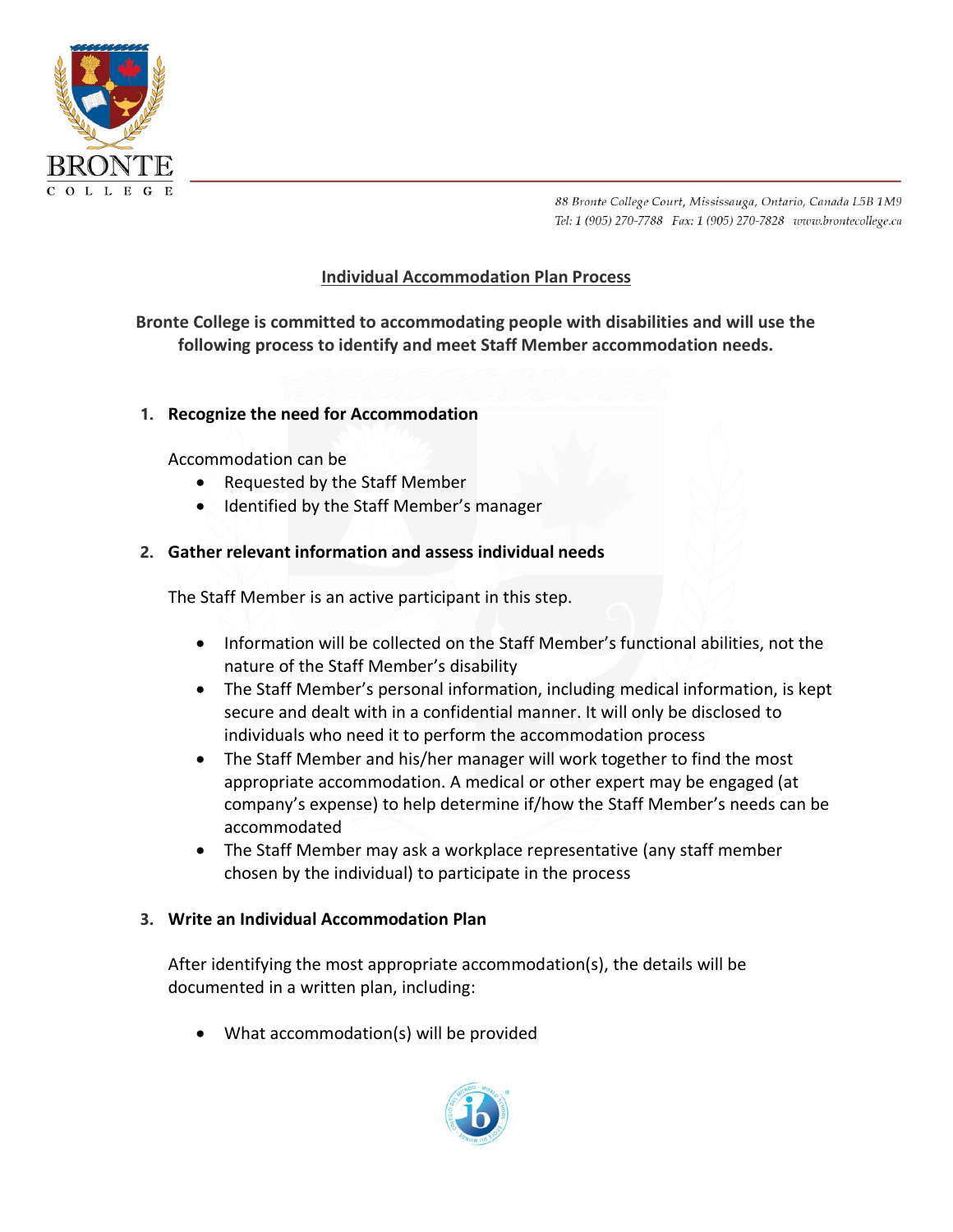BRONTE COLLEGE

88 Bronte College Court, Mississauga, Ontario, Canada L5B 1M9
Tel: 1 (905) 270-7788 Fax: 1 (905) 270-7828 www.brontecollege.ca

# Individual Accommodation Plan Process

**Bronte College is committed to accommodating people with disabilities and will use the following process to identify and meet Staff Member accommodation needs.**

1. **Recognize the need for Accommodation**

   Accommodation can be
   - Requested by the Staff Member
   - Identified by the Staff Member's manager

2. **Gather relevant information and assess individual needs**

   The Staff Member is an active participant in this step.

   - Information will be collected on the Staff Member's functional abilities, not the nature of the Staff Member's disability
   - The Staff Member's personal information, including medical information, is kept secure and dealt with in a confidential manner. It will only be disclosed to individuals who need it to perform the accommodation process
   - The Staff Member and his/her manager will work together to find the most appropriate accommodation. A medical or other expert may be engaged (at company's expense) to help determine if/how the Staff Member's needs can be accommodated
   - The Staff Member may ask a workplace representative (any staff member chosen by the individual) to participate in the process

3. **Write an Individual Accommodation Plan**

   After identifying the most appropriate accommodation(s), the details will be documented in a written plan, including:

   - What accommodation(s) will be provided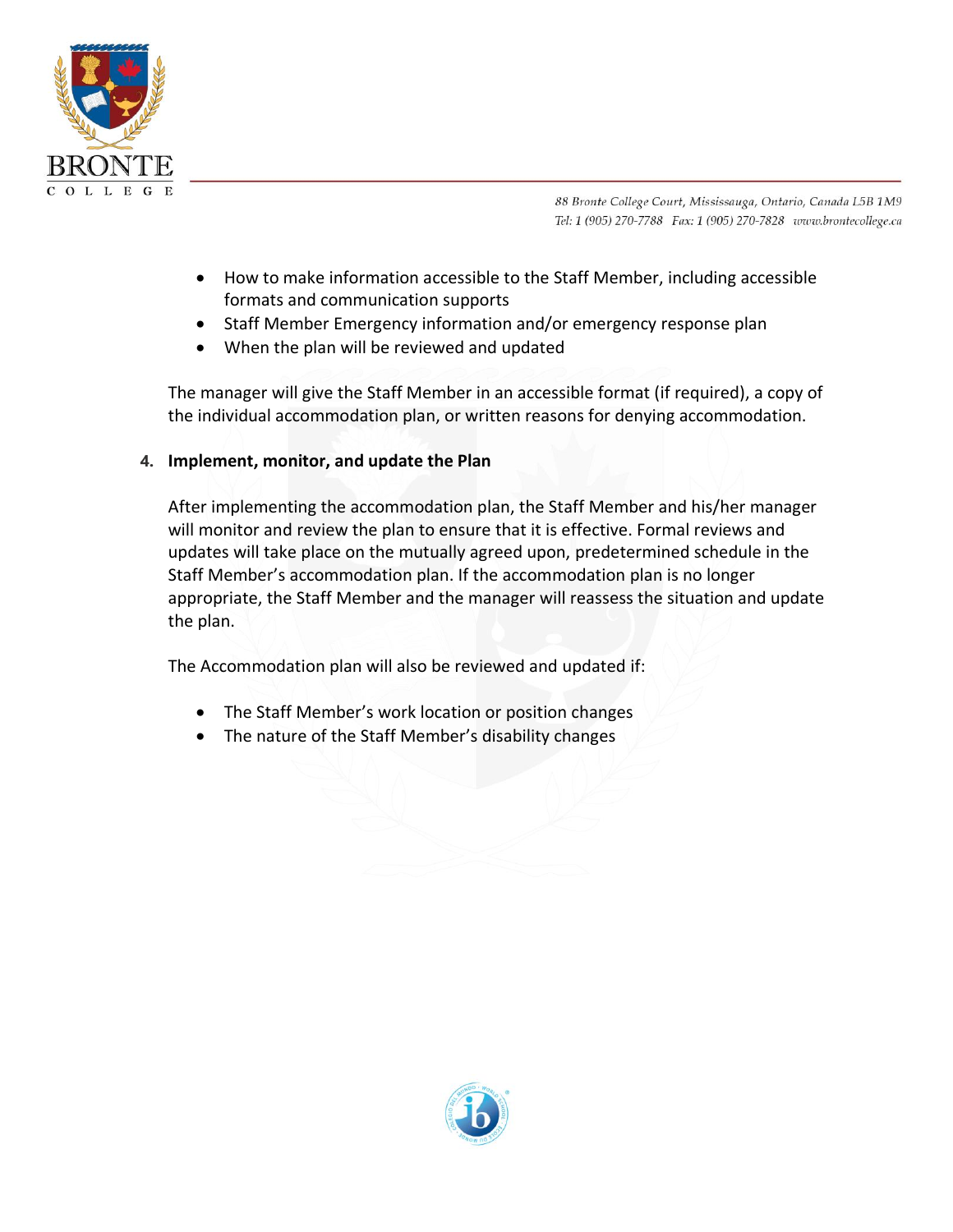- How to make information accessible to the Staff Member, including accessible formats and communication supports
- Staff Member Emergency information and/or emergency response plan
- When the plan will be reviewed and updated

The manager will give the Staff Member in an accessible format (if required), a copy of the individual accommodation plan, or written reasons for denying accommodation.

4. **Implement, monitor, and update the Plan**

After implementing the accommodation plan, the Staff Member and his/her manager will monitor and review the plan to ensure that it is effective. Formal reviews and updates will take place on the mutually agreed upon, predetermined schedule in the Staff Member's accommodation plan. If the accommodation plan is no longer appropriate, the Staff Member and the manager will reassess the situation and update the plan.

The Accommodation plan will also be reviewed and updated if:

- The Staff Member's work location or position changes
- The nature of the Staff Member's disability changes